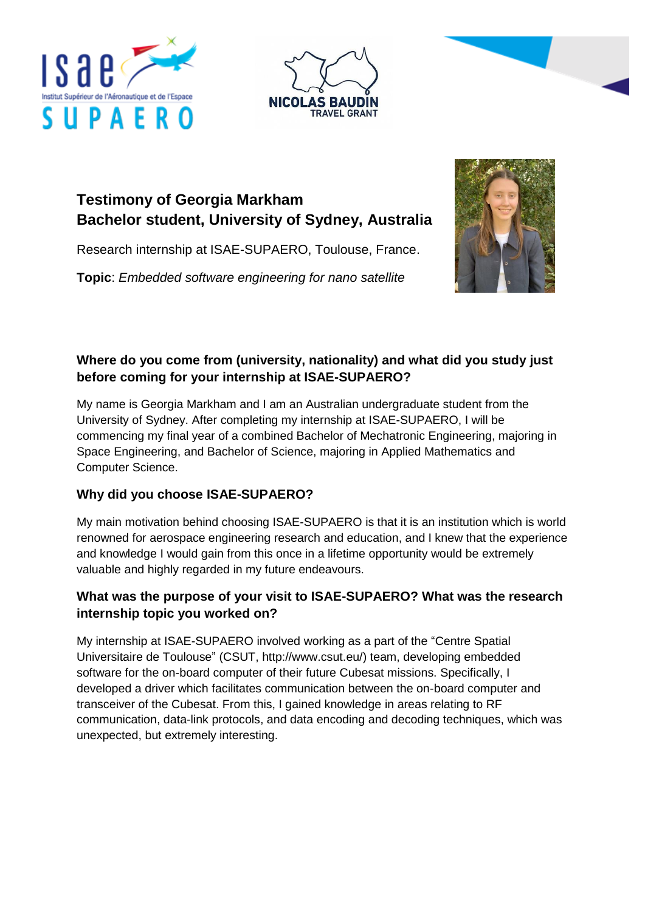# Testimony of Georgia Markham
# Bachelor student, University of Sydney, Australia

Research internship at ISAE-SUPAERO, Toulouse, France.

**Topic**: *Embedded software engineering for nano satellite*

### Where do you come from (university, nationality) and what did you study just before coming for your internship at ISAE-SUPAERO?

My name is Georgia Markham and I am an Australian undergraduate student from the University of Sydney. After completing my internship at ISAE-SUPAERO, I will be commencing my final year of a combined Bachelor of Mechatronic Engineering, majoring in Space Engineering, and Bachelor of Science, majoring in Applied Mathematics and Computer Science.

### Why did you choose ISAE-SUPAERO?

My main motivation behind choosing ISAE-SUPAERO is that it is an institution which is world renowned for aerospace engineering research and education, and I knew that the experience and knowledge I would gain from this once in a lifetime opportunity would be extremely valuable and highly regarded in my future endeavours.

### What was the purpose of your visit to ISAE-SUPAERO? What was the research internship topic you worked on?

My internship at ISAE-SUPAERO involved working as a part of the "Centre Spatial Universitaire de Toulouse" (CSUT, http://www.csut.eu/) team, developing embedded software for the on-board computer of their future Cubesat missions. Specifically, I developed a driver which facilitates communication between the on-board computer and transceiver of the Cubesat. From this, I gained knowledge in areas relating to RF communication, data-link protocols, and data encoding and decoding techniques, which was unexpected, but extremely interesting.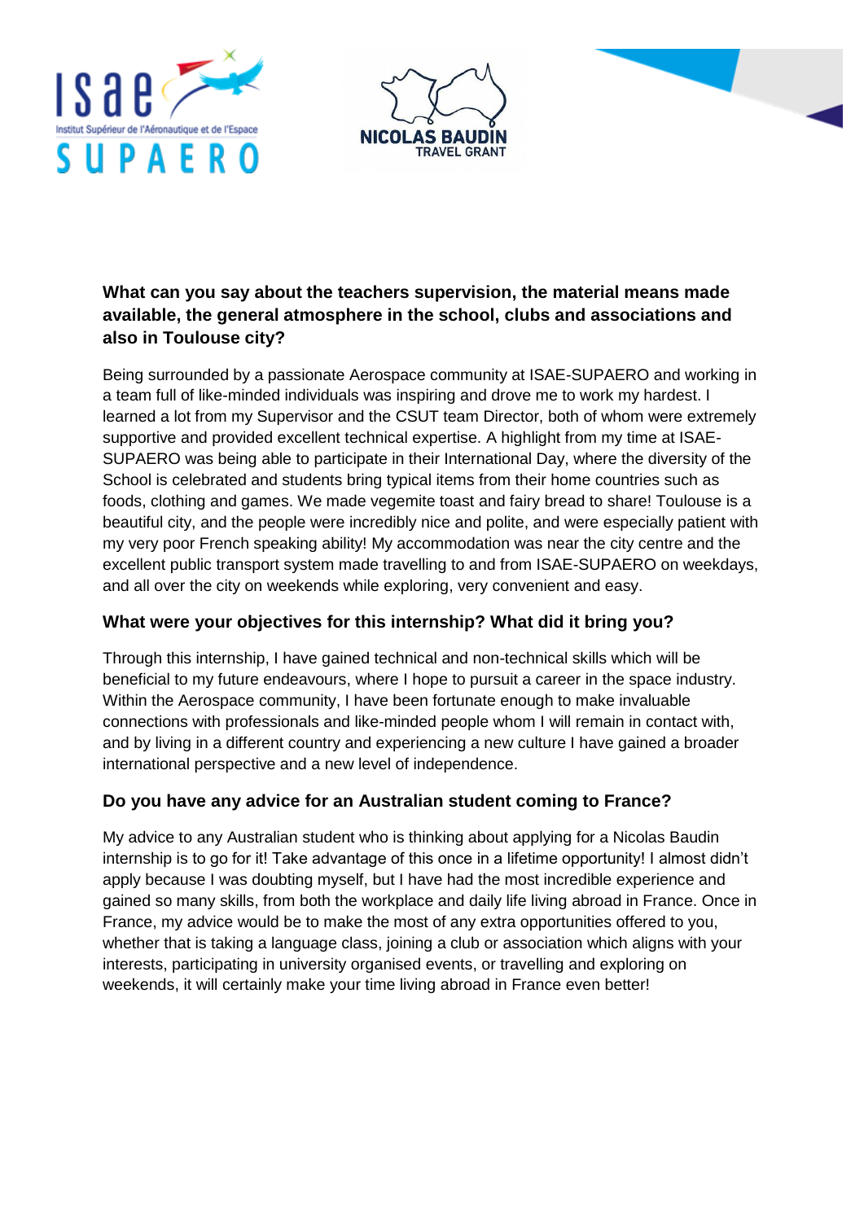### What can you say about the teachers supervision, the material means made available, the general atmosphere in the school, clubs and associations and also in Toulouse city?

Being surrounded by a passionate Aerospace community at ISAE-SUPAERO and working in a team full of like-minded individuals was inspiring and drove me to work my hardest. I learned a lot from my Supervisor and the CSUT team Director, both of whom were extremely supportive and provided excellent technical expertise. A highlight from my time at ISAE-SUPAERO was being able to participate in their International Day, where the diversity of the School is celebrated and students bring typical items from their home countries such as foods, clothing and games. We made vegemite toast and fairy bread to share! Toulouse is a beautiful city, and the people were incredibly nice and polite, and were especially patient with my very poor French speaking ability! My accommodation was near the city centre and the excellent public transport system made travelling to and from ISAE-SUPAERO on weekdays, and all over the city on weekends while exploring, very convenient and easy.

### What were your objectives for this internship? What did it bring you?

Through this internship, I have gained technical and non-technical skills which will be beneficial to my future endeavours, where I hope to pursuit a career in the space industry. Within the Aerospace community, I have been fortunate enough to make invaluable connections with professionals and like-minded people whom I will remain in contact with, and by living in a different country and experiencing a new culture I have gained a broader international perspective and a new level of independence.

### Do you have any advice for an Australian student coming to France?

My advice to any Australian student who is thinking about applying for a Nicolas Baudin internship is to go for it! Take advantage of this once in a lifetime opportunity! I almost didn't apply because I was doubting myself, but I have had the most incredible experience and gained so many skills, from both the workplace and daily life living abroad in France. Once in France, my advice would be to make the most of any extra opportunities offered to you, whether that is taking a language class, joining a club or association which aligns with your interests, participating in university organised events, or travelling and exploring on weekends, it will certainly make your time living abroad in France even better!